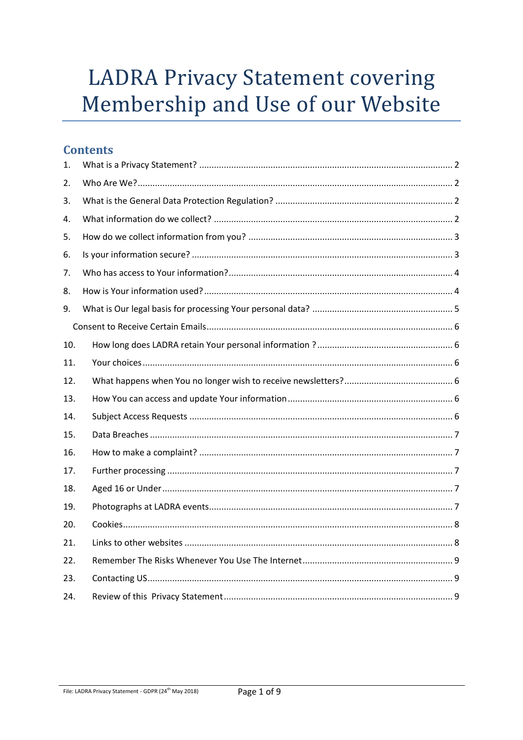# LADRA Privacy Statement covering Membership and Use of our Website

## Contents

1. What is a Privacy Statement? ..... 2
2. Who Are We? ..... 2
3. What is the General Data Protection Regulation? ..... 2
4. What information do we collect? ..... 2
5. How do we collect information from you? ..... 3
6. Is your information secure? ..... 3
7. Who has access to Your information? ..... 4
8. How is Your information used? ..... 4
9. What is Our legal basis for processing Your personal data? ..... 5
   - Consent to Receive Certain Emails ..... 6
10. How long does LADRA retain Your personal information ? ..... 6
11. Your choices ..... 6
12. What happens when You no longer wish to receive newsletters? ..... 6
13. How You can access and update Your information ..... 6
14. Subject Access Requests ..... 6
15. Data Breaches ..... 7
16. How to make a complaint? ..... 7
17. Further processing ..... 7
18. Aged 16 or Under ..... 7
19. Photographs at LADRA events ..... 7
20. Cookies ..... 8
21. Links to other websites ..... 8
22. Remember The Risks Whenever You Use The Internet ..... 9
23. Contacting US ..... 9
24. Review of this Privacy Statement ..... 9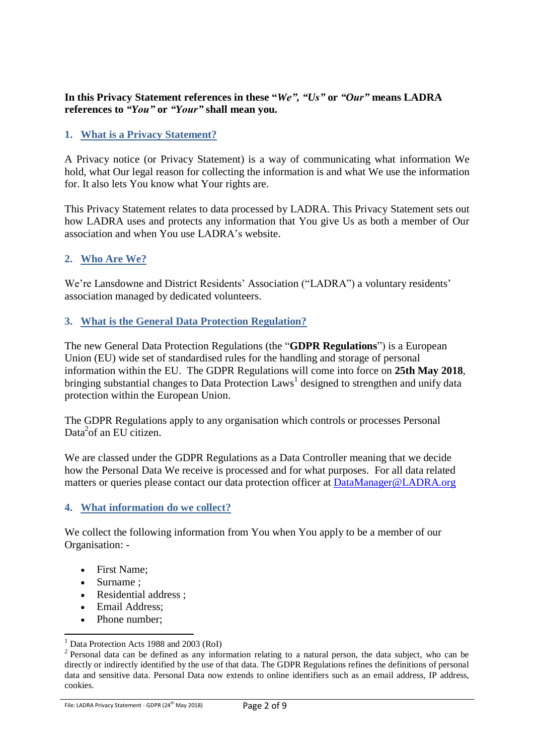**In this Privacy Statement references in these "*We*", "*Us*" or "*Our*" means LADRA references to "*You*" or "*Your*" shall mean you.**

## 1. What is a Privacy Statement?

A Privacy notice (or Privacy Statement) is a way of communicating what information We hold, what Our legal reason for collecting the information is and what We use the information for. It also lets You know what Your rights are.

This Privacy Statement relates to data processed by LADRA. This Privacy Statement sets out how LADRA uses and protects any information that You give Us as both a member of Our association and when You use LADRA's website.

## 2. Who Are We?

We're Lansdowne and District Residents' Association ("LADRA") a voluntary residents' association managed by dedicated volunteers.

## 3. What is the General Data Protection Regulation?

The new General Data Protection Regulations (the "**GDPR Regulations**") is a European Union (EU) wide set of standardised rules for the handling and storage of personal information within the EU. The GDPR Regulations will come into force on **25th May 2018**, bringing substantial changes to Data Protection Laws[1] designed to strengthen and unify data protection within the European Union.

The GDPR Regulations apply to any organisation which controls or processes Personal Data[2] of an EU citizen.

We are classed under the GDPR Regulations as a Data Controller meaning that we decide how the Personal Data We receive is processed and for what purposes. For all data related matters or queries please contact our data protection officer at DataManager@LADRA.org

## 4. What information do we collect?

We collect the following information from You when You apply to be a member of our Organisation: -

- First Name;
- Surname ;
- Residential address ;
- Email Address;
- Phone number;

---

[1] Data Protection Acts 1988 and 2003 (RoI)

[2] Personal data can be defined as any information relating to a natural person, the data subject, who can be directly or indirectly identified by the use of that data. The GDPR Regulations refines the definitions of personal data and sensitive data. Personal Data now extends to online identifiers such as an email address, IP address, cookies.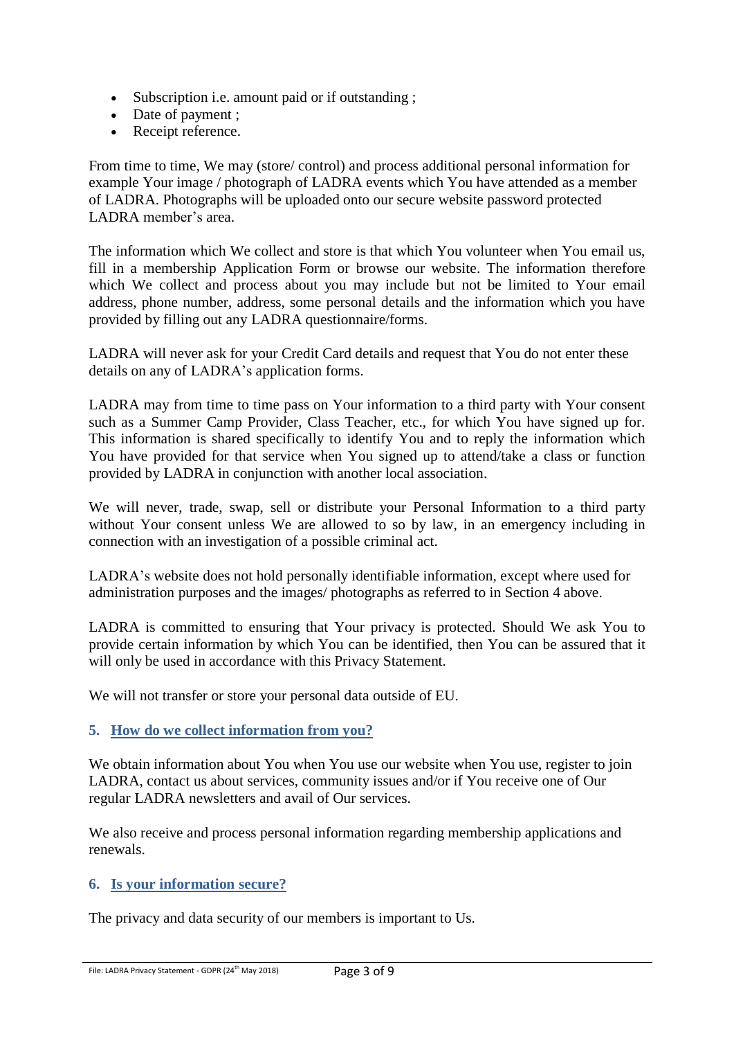- Subscription i.e. amount paid or if outstanding ;
- Date of payment ;
- Receipt reference.

From time to time, We may (store/ control) and process additional personal information for example Your image / photograph of LADRA events which You have attended as a member of LADRA. Photographs will be uploaded onto our secure website password protected LADRA member's area.

The information which We collect and store is that which You volunteer when You email us, fill in a membership Application Form or browse our website. The information therefore which We collect and process about you may include but not be limited to Your email address, phone number, address, some personal details and the information which you have provided by filling out any LADRA questionnaire/forms.

LADRA will never ask for your Credit Card details and request that You do not enter these details on any of LADRA's application forms.

LADRA may from time to time pass on Your information to a third party with Your consent such as a Summer Camp Provider, Class Teacher, etc., for which You have signed up for. This information is shared specifically to identify You and to reply the information which You have provided for that service when You signed up to attend/take a class or function provided by LADRA in conjunction with another local association.

We will never, trade, swap, sell or distribute your Personal Information to a third party without Your consent unless We are allowed to so by law, in an emergency including in connection with an investigation of a possible criminal act.

LADRA's website does not hold personally identifiable information, except where used for administration purposes and the images/ photographs as referred to in Section 4 above.

LADRA is committed to ensuring that Your privacy is protected. Should We ask You to provide certain information by which You can be identified, then You can be assured that it will only be used in accordance with this Privacy Statement.

We will not transfer or store your personal data outside of EU.

## 5. How do we collect information from you?

We obtain information about You when You use our website when You use, register to join LADRA, contact us about services, community issues and/or if You receive one of Our regular LADRA newsletters and avail of Our services.

We also receive and process personal information regarding membership applications and renewals.

## 6. Is your information secure?

The privacy and data security of our members is important to Us.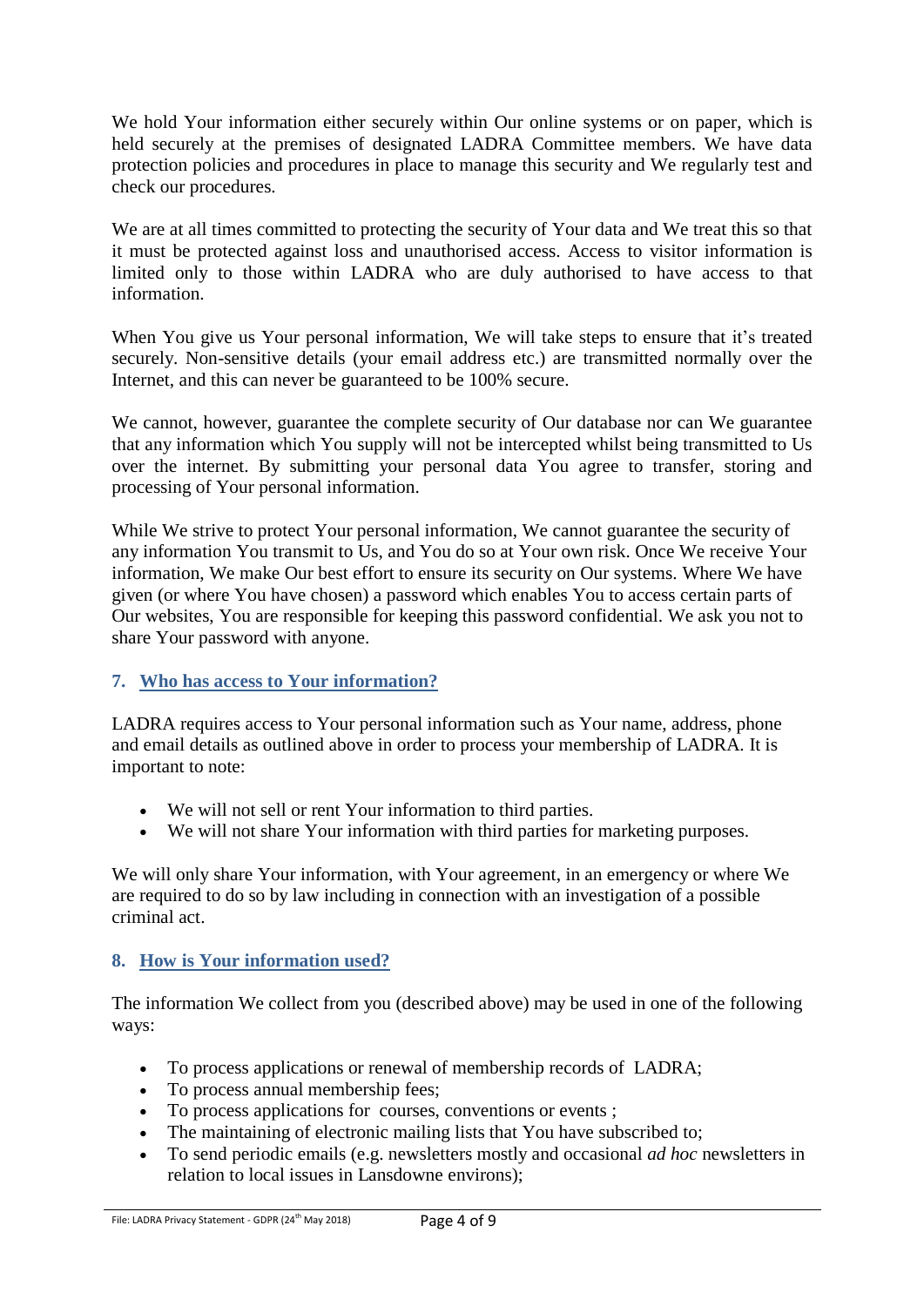We hold Your information either securely within Our online systems or on paper, which is held securely at the premises of designated LADRA Committee members. We have data protection policies and procedures in place to manage this security and We regularly test and check our procedures.

We are at all times committed to protecting the security of Your data and We treat this so that it must be protected against loss and unauthorised access. Access to visitor information is limited only to those within LADRA who are duly authorised to have access to that information.

When You give us Your personal information, We will take steps to ensure that it's treated securely. Non-sensitive details (your email address etc.) are transmitted normally over the Internet, and this can never be guaranteed to be 100% secure.

We cannot, however, guarantee the complete security of Our database nor can We guarantee that any information which You supply will not be intercepted whilst being transmitted to Us over the internet. By submitting your personal data You agree to transfer, storing and processing of Your personal information.

While We strive to protect Your personal information, We cannot guarantee the security of any information You transmit to Us, and You do so at Your own risk. Once We receive Your information, We make Our best effort to ensure its security on Our systems. Where We have given (or where You have chosen) a password which enables You to access certain parts of Our websites, You are responsible for keeping this password confidential. We ask you not to share Your password with anyone.

## 7. Who has access to Your information?

LADRA requires access to Your personal information such as Your name, address, phone and email details as outlined above in order to process your membership of LADRA. It is important to note:

- We will not sell or rent Your information to third parties.
- We will not share Your information with third parties for marketing purposes.

We will only share Your information, with Your agreement, in an emergency or where We are required to do so by law including in connection with an investigation of a possible criminal act.

## 8. How is Your information used?

The information We collect from you (described above) may be used in one of the following ways:

- To process applications or renewal of membership records of LADRA;
- To process annual membership fees;
- To process applications for courses, conventions or events ;
- The maintaining of electronic mailing lists that You have subscribed to;
- To send periodic emails (e.g. newsletters mostly and occasional *ad hoc* newsletters in relation to local issues in Lansdowne environs);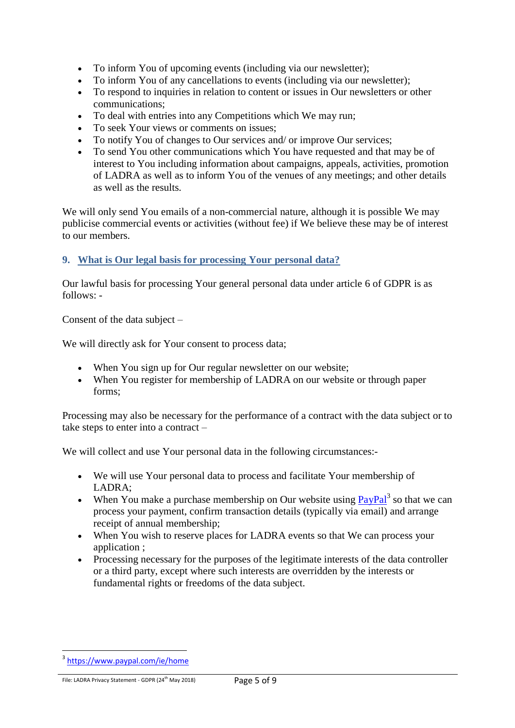- To inform You of upcoming events (including via our newsletter);
- To inform You of any cancellations to events (including via our newsletter);
- To respond to inquiries in relation to content or issues in Our newsletters or other communications;
- To deal with entries into any Competitions which We may run;
- To seek Your views or comments on issues;
- To notify You of changes to Our services and/ or improve Our services;
- To send You other communications which You have requested and that may be of interest to You including information about campaigns, appeals, activities, promotion of LADRA as well as to inform You of the venues of any meetings; and other details as well as the results.

We will only send You emails of a non-commercial nature, although it is possible We may publicise commercial events or activities (without fee) if We believe these may be of interest to our members.

## 9. What is Our legal basis for processing Your personal data?

Our lawful basis for processing Your general personal data under article 6 of GDPR is as follows: -

Consent of the data subject –

We will directly ask for Your consent to process data;

- When You sign up for Our regular newsletter on our website;
- When You register for membership of LADRA on our website or through paper forms;

Processing may also be necessary for the performance of a contract with the data subject or to take steps to enter into a contract –

We will collect and use Your personal data in the following circumstances:-

- We will use Your personal data to process and facilitate Your membership of LADRA;
- When You make a purchase membership on Our website using PayPal[3] so that we can process your payment, confirm transaction details (typically via email) and arrange receipt of annual membership;
- When You wish to reserve places for LADRA events so that We can process your application ;
- Processing necessary for the purposes of the legitimate interests of the data controller or a third party, except where such interests are overridden by the interests or fundamental rights or freedoms of the data subject.

[3] https://www.paypal.com/ie/home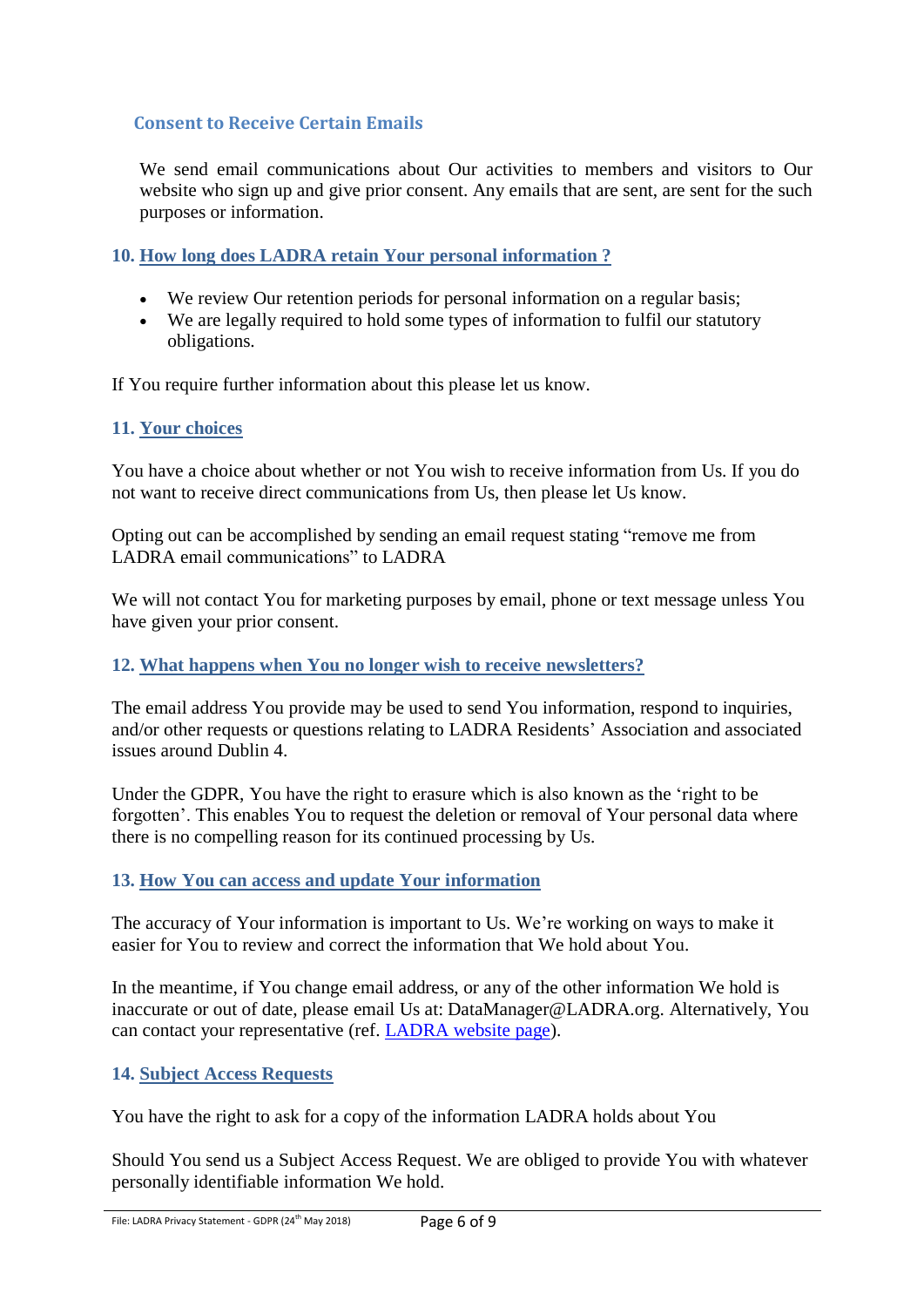### Consent to Receive Certain Emails

We send email communications about Our activities to members and visitors to Our website who sign up and give prior consent. Any emails that are sent, are sent for the such purposes or information.

## 10. How long does LADRA retain Your personal information ?

- We review Our retention periods for personal information on a regular basis;
- We are legally required to hold some types of information to fulfil our statutory obligations.

If You require further information about this please let us know.

## 11. Your choices

You have a choice about whether or not You wish to receive information from Us. If you do not want to receive direct communications from Us, then please let Us know.

Opting out can be accomplished by sending an email request stating "remove me from LADRA email communications" to LADRA

We will not contact You for marketing purposes by email, phone or text message unless You have given your prior consent.

## 12. What happens when You no longer wish to receive newsletters?

The email address You provide may be used to send You information, respond to inquiries, and/or other requests or questions relating to LADRA Residents' Association and associated issues around Dublin 4.

Under the GDPR, You have the right to erasure which is also known as the 'right to be forgotten'. This enables You to request the deletion or removal of Your personal data where there is no compelling reason for its continued processing by Us.

## 13. How You can access and update Your information

The accuracy of Your information is important to Us. We're working on ways to make it easier for You to review and correct the information that We hold about You.

In the meantime, if You change email address, or any of the other information We hold is inaccurate or out of date, please email Us at: DataManager@LADRA.org. Alternatively, You can contact your representative (ref. LADRA website page).

## 14. Subject Access Requests

You have the right to ask for a copy of the information LADRA holds about You

Should You send us a Subject Access Request. We are obliged to provide You with whatever personally identifiable information We hold.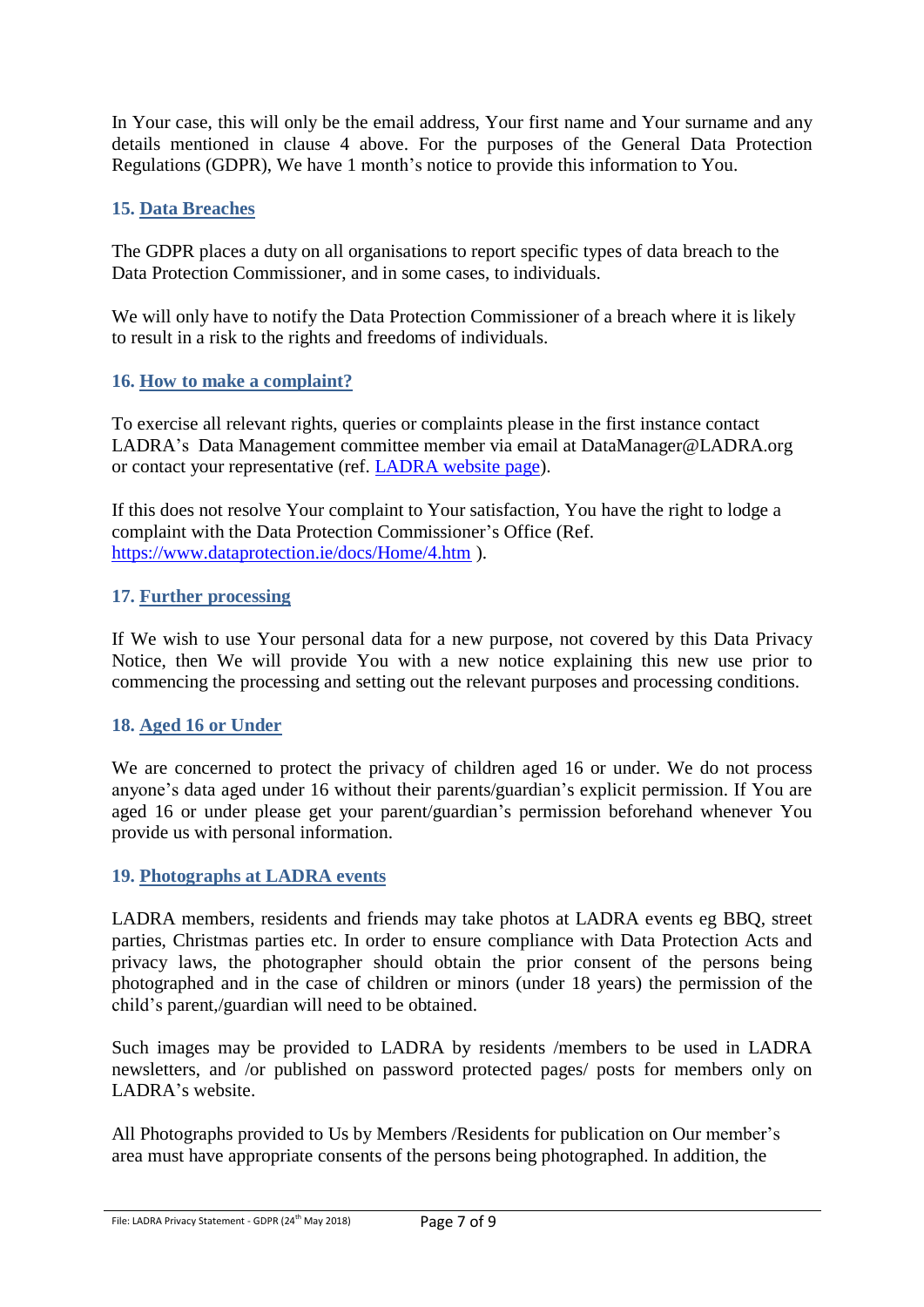In Your case, this will only be the email address, Your first name and Your surname and any details mentioned in clause 4 above. For the purposes of the General Data Protection Regulations (GDPR), We have 1 month's notice to provide this information to You.

## 15. Data Breaches

The GDPR places a duty on all organisations to report specific types of data breach to the Data Protection Commissioner, and in some cases, to individuals.

We will only have to notify the Data Protection Commissioner of a breach where it is likely to result in a risk to the rights and freedoms of individuals.

## 16. How to make a complaint?

To exercise all relevant rights, queries or complaints please in the first instance contact LADRA's Data Management committee member via email at DataManager@LADRA.org or contact your representative (ref. [LADRA website page]).

If this does not resolve Your complaint to Your satisfaction, You have the right to lodge a complaint with the Data Protection Commissioner's Office (Ref. https://www.dataprotection.ie/docs/Home/4.htm ).

## 17. Further processing

If We wish to use Your personal data for a new purpose, not covered by this Data Privacy Notice, then We will provide You with a new notice explaining this new use prior to commencing the processing and setting out the relevant purposes and processing conditions.

## 18. Aged 16 or Under

We are concerned to protect the privacy of children aged 16 or under. We do not process anyone's data aged under 16 without their parents/guardian's explicit permission. If You are aged 16 or under please get your parent/guardian's permission beforehand whenever You provide us with personal information.

## 19. Photographs at LADRA events

LADRA members, residents and friends may take photos at LADRA events eg BBQ, street parties, Christmas parties etc. In order to ensure compliance with Data Protection Acts and privacy laws, the photographer should obtain the prior consent of the persons being photographed and in the case of children or minors (under 18 years) the permission of the child's parent,/guardian will need to be obtained.

Such images may be provided to LADRA by residents /members to be used in LADRA newsletters, and /or published on password protected pages/ posts for members only on LADRA's website.

All Photographs provided to Us by Members /Residents for publication on Our member's area must have appropriate consents of the persons being photographed. In addition, the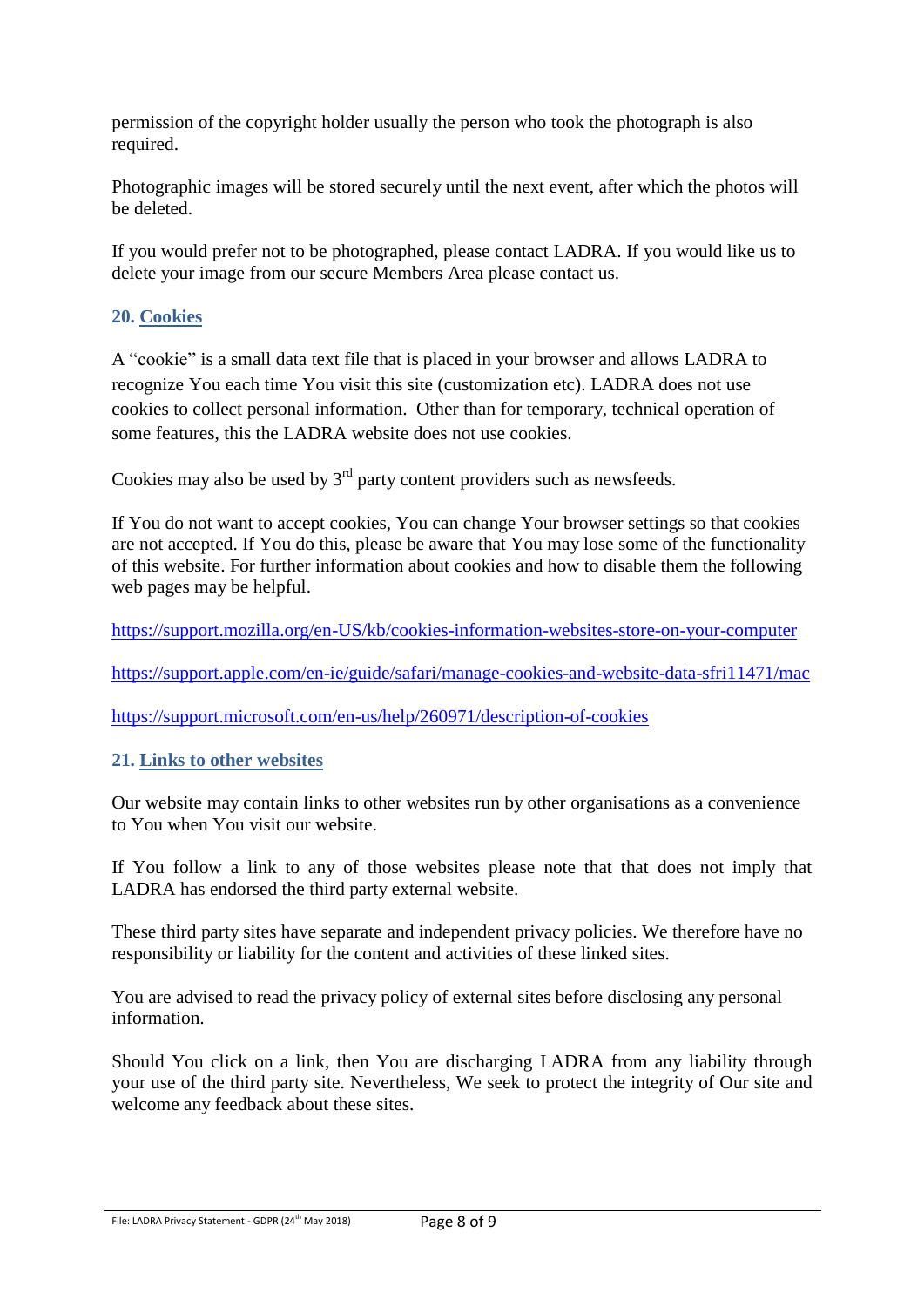permission of the copyright holder usually the person who took the photograph is also required.

Photographic images will be stored securely until the next event, after which the photos will be deleted.

If you would prefer not to be photographed, please contact LADRA. If you would like us to delete your image from our secure Members Area please contact us.

## 20. Cookies

A "cookie" is a small data text file that is placed in your browser and allows LADRA to recognize You each time You visit this site (customization etc). LADRA does not use cookies to collect personal information. Other than for temporary, technical operation of some features, this the LADRA website does not use cookies.

Cookies may also be used by 3rd party content providers such as newsfeeds.

If You do not want to accept cookies, You can change Your browser settings so that cookies are not accepted. If You do this, please be aware that You may lose some of the functionality of this website. For further information about cookies and how to disable them the following web pages may be helpful.

https://support.mozilla.org/en-US/kb/cookies-information-websites-store-on-your-computer

https://support.apple.com/en-ie/guide/safari/manage-cookies-and-website-data-sfri11471/mac

https://support.microsoft.com/en-us/help/260971/description-of-cookies

## 21. Links to other websites

Our website may contain links to other websites run by other organisations as a convenience to You when You visit our website.

If You follow a link to any of those websites please note that that does not imply that LADRA has endorsed the third party external website.

These third party sites have separate and independent privacy policies. We therefore have no responsibility or liability for the content and activities of these linked sites.

You are advised to read the privacy policy of external sites before disclosing any personal information.

Should You click on a link, then You are discharging LADRA from any liability through your use of the third party site. Nevertheless, We seek to protect the integrity of Our site and welcome any feedback about these sites.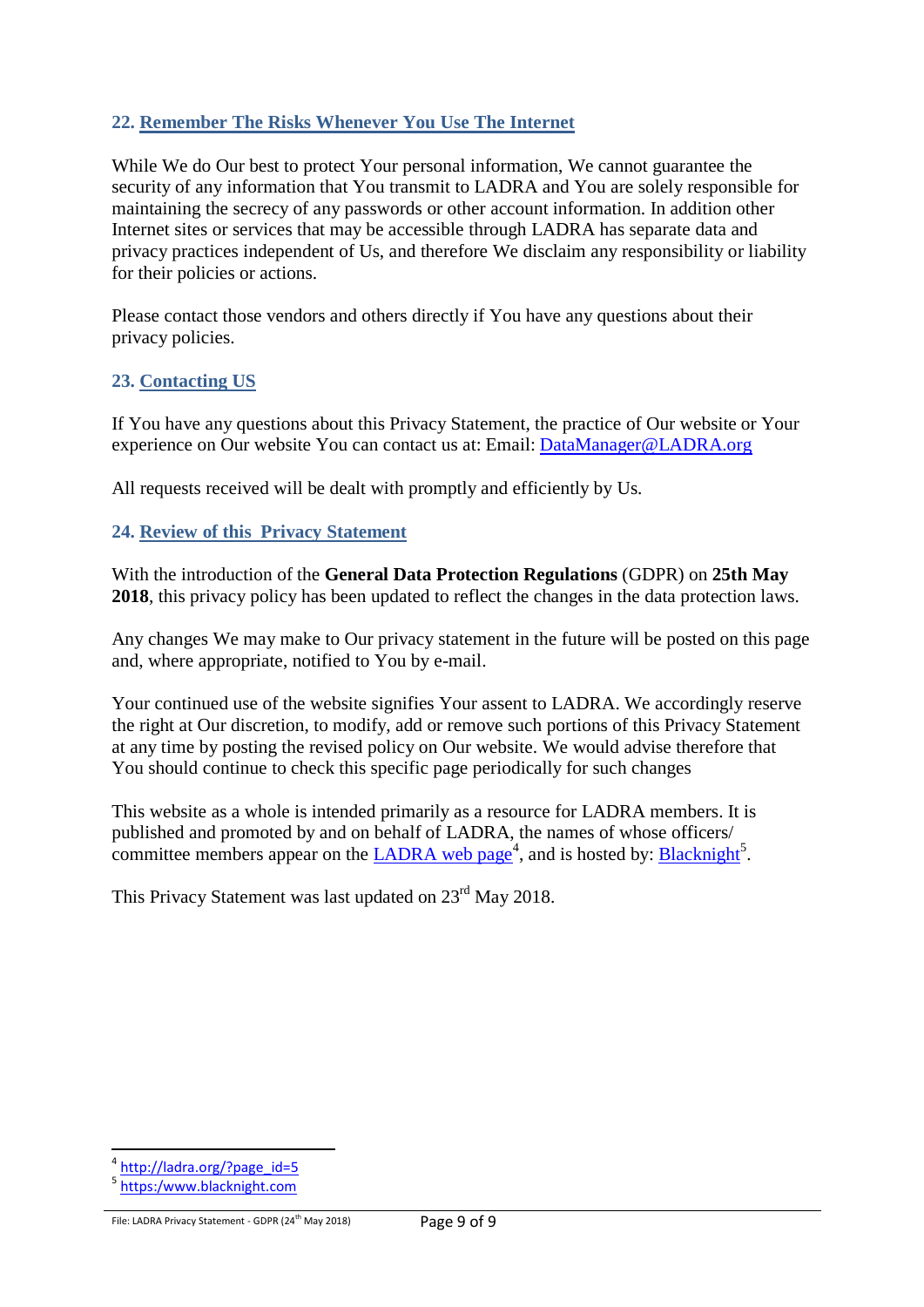## 22. Remember The Risks Whenever You Use The Internet

While We do Our best to protect Your personal information, We cannot guarantee the security of any information that You transmit to LADRA and You are solely responsible for maintaining the secrecy of any passwords or other account information. In addition other Internet sites or services that may be accessible through LADRA has separate data and privacy practices independent of Us, and therefore We disclaim any responsibility or liability for their policies or actions.

Please contact those vendors and others directly if You have any questions about their privacy policies.

## 23. Contacting US

If You have any questions about this Privacy Statement, the practice of Our website or Your experience on Our website You can contact us at: Email: DataManager@LADRA.org

All requests received will be dealt with promptly and efficiently by Us.

## 24. Review of this Privacy Statement

With the introduction of the **General Data Protection Regulations** (GDPR) on **25th May 2018**, this privacy policy has been updated to reflect the changes in the data protection laws.

Any changes We may make to Our privacy statement in the future will be posted on this page and, where appropriate, notified to You by e-mail.

Your continued use of the website signifies Your assent to LADRA. We accordingly reserve the right at Our discretion, to modify, add or remove such portions of this Privacy Statement at any time by posting the revised policy on Our website. We would advise therefore that You should continue to check this specific page periodically for such changes

This website as a whole is intended primarily as a resource for LADRA members. It is published and promoted by and on behalf of LADRA, the names of whose officers/ committee members appear on the LADRA web page[4], and is hosted by: Blacknight[5].

This Privacy Statement was last updated on 23rd May 2018.

[4] http://ladra.org/?page_id=5

[5] https:/www.blacknight.com